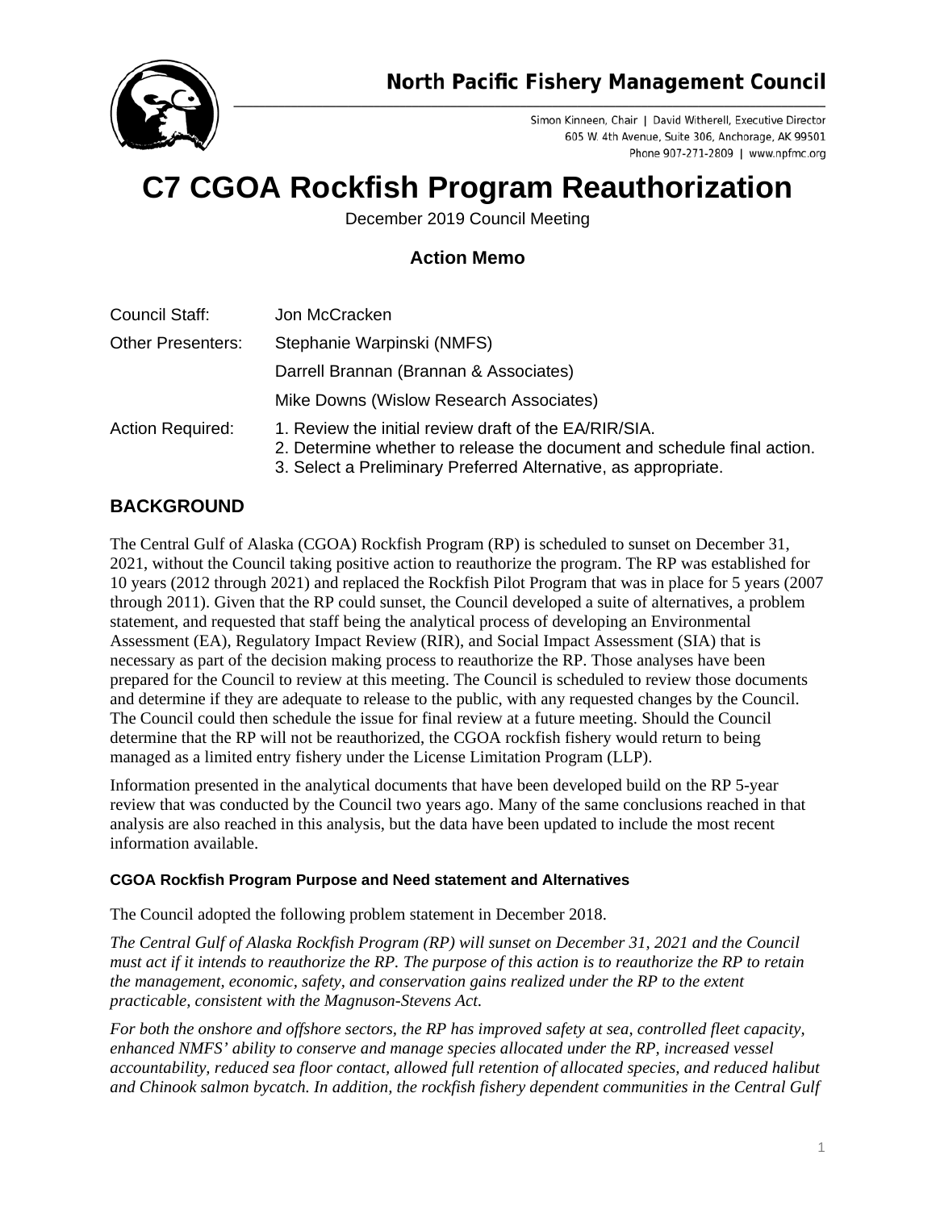North Pacific Fishery Management Council

Simon Kinneen, Chair | David Witherell, Executive Director
605 W. 4th Avenue, Suite 306, Anchorage, AK 99501
Phone 907-271-2809 | www.npfmc.org

# C7 CGOA Rockfish Program Reauthorization

December 2019 Council Meeting

## Action Memo

| | |
|---|---|
| Council Staff: | Jon McCracken |
| Other Presenters: | Stephanie Warpinski (NMFS) |
| | Darrell Brannan (Brannan & Associates) |
| | Mike Downs (Wislow Research Associates) |
| Action Required: | 1. Review the initial review draft of the EA/RIR/SIA.<br>2. Determine whether to release the document and schedule final action.<br>3. Select a Preliminary Preferred Alternative, as appropriate. |

## BACKGROUND

The Central Gulf of Alaska (CGOA) Rockfish Program (RP) is scheduled to sunset on December 31, 2021, without the Council taking positive action to reauthorize the program. The RP was established for 10 years (2012 through 2021) and replaced the Rockfish Pilot Program that was in place for 5 years (2007 through 2011). Given that the RP could sunset, the Council developed a suite of alternatives, a problem statement, and requested that staff being the analytical process of developing an Environmental Assessment (EA), Regulatory Impact Review (RIR), and Social Impact Assessment (SIA) that is necessary as part of the decision making process to reauthorize the RP. Those analyses have been prepared for the Council to review at this meeting. The Council is scheduled to review those documents and determine if they are adequate to release to the public, with any requested changes by the Council. The Council could then schedule the issue for final review at a future meeting. Should the Council determine that the RP will not be reauthorized, the CGOA rockfish fishery would return to being managed as a limited entry fishery under the License Limitation Program (LLP).

Information presented in the analytical documents that have been developed build on the RP 5-year review that was conducted by the Council two years ago. Many of the same conclusions reached in that analysis are also reached in this analysis, but the data have been updated to include the most recent information available.

#### CGOA Rockfish Program Purpose and Need statement and Alternatives

The Council adopted the following problem statement in December 2018.

*The Central Gulf of Alaska Rockfish Program (RP) will sunset on December 31, 2021 and the Council must act if it intends to reauthorize the RP. The purpose of this action is to reauthorize the RP to retain the management, economic, safety, and conservation gains realized under the RP to the extent practicable, consistent with the Magnuson-Stevens Act.*

*For both the onshore and offshore sectors, the RP has improved safety at sea, controlled fleet capacity, enhanced NMFS' ability to conserve and manage species allocated under the RP, increased vessel accountability, reduced sea floor contact, allowed full retention of allocated species, and reduced halibut and Chinook salmon bycatch. In addition, the rockfish fishery dependent communities in the Central Gulf*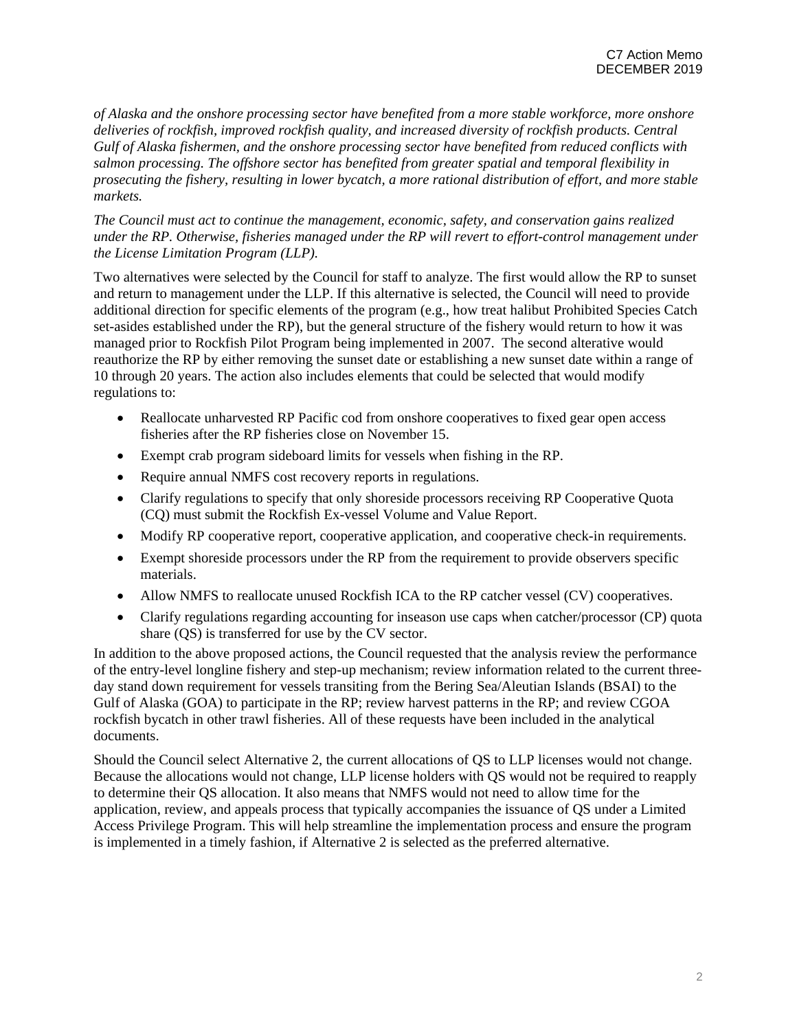*of Alaska and the onshore processing sector have benefited from a more stable workforce, more onshore deliveries of rockfish, improved rockfish quality, and increased diversity of rockfish products. Central Gulf of Alaska fishermen, and the onshore processing sector have benefited from reduced conflicts with salmon processing. The offshore sector has benefited from greater spatial and temporal flexibility in prosecuting the fishery, resulting in lower bycatch, a more rational distribution of effort, and more stable markets.*

*The Council must act to continue the management, economic, safety, and conservation gains realized under the RP. Otherwise, fisheries managed under the RP will revert to effort-control management under the License Limitation Program (LLP).*

Two alternatives were selected by the Council for staff to analyze. The first would allow the RP to sunset and return to management under the LLP. If this alternative is selected, the Council will need to provide additional direction for specific elements of the program (e.g., how treat halibut Prohibited Species Catch set-asides established under the RP), but the general structure of the fishery would return to how it was managed prior to Rockfish Pilot Program being implemented in 2007. The second alterative would reauthorize the RP by either removing the sunset date or establishing a new sunset date within a range of 10 through 20 years. The action also includes elements that could be selected that would modify regulations to:

- Reallocate unharvested RP Pacific cod from onshore cooperatives to fixed gear open access fisheries after the RP fisheries close on November 15.
- Exempt crab program sideboard limits for vessels when fishing in the RP.
- Require annual NMFS cost recovery reports in regulations.
- Clarify regulations to specify that only shoreside processors receiving RP Cooperative Quota (CQ) must submit the Rockfish Ex-vessel Volume and Value Report.
- Modify RP cooperative report, cooperative application, and cooperative check-in requirements.
- Exempt shoreside processors under the RP from the requirement to provide observers specific materials.
- Allow NMFS to reallocate unused Rockfish ICA to the RP catcher vessel (CV) cooperatives.
- Clarify regulations regarding accounting for inseason use caps when catcher/processor (CP) quota share (QS) is transferred for use by the CV sector.

In addition to the above proposed actions, the Council requested that the analysis review the performance of the entry-level longline fishery and step-up mechanism; review information related to the current three-day stand down requirement for vessels transiting from the Bering Sea/Aleutian Islands (BSAI) to the Gulf of Alaska (GOA) to participate in the RP; review harvest patterns in the RP; and review CGOA rockfish bycatch in other trawl fisheries. All of these requests have been included in the analytical documents.

Should the Council select Alternative 2, the current allocations of QS to LLP licenses would not change. Because the allocations would not change, LLP license holders with QS would not be required to reapply to determine their QS allocation. It also means that NMFS would not need to allow time for the application, review, and appeals process that typically accompanies the issuance of QS under a Limited Access Privilege Program. This will help streamline the implementation process and ensure the program is implemented in a timely fashion, if Alternative 2 is selected as the preferred alternative.